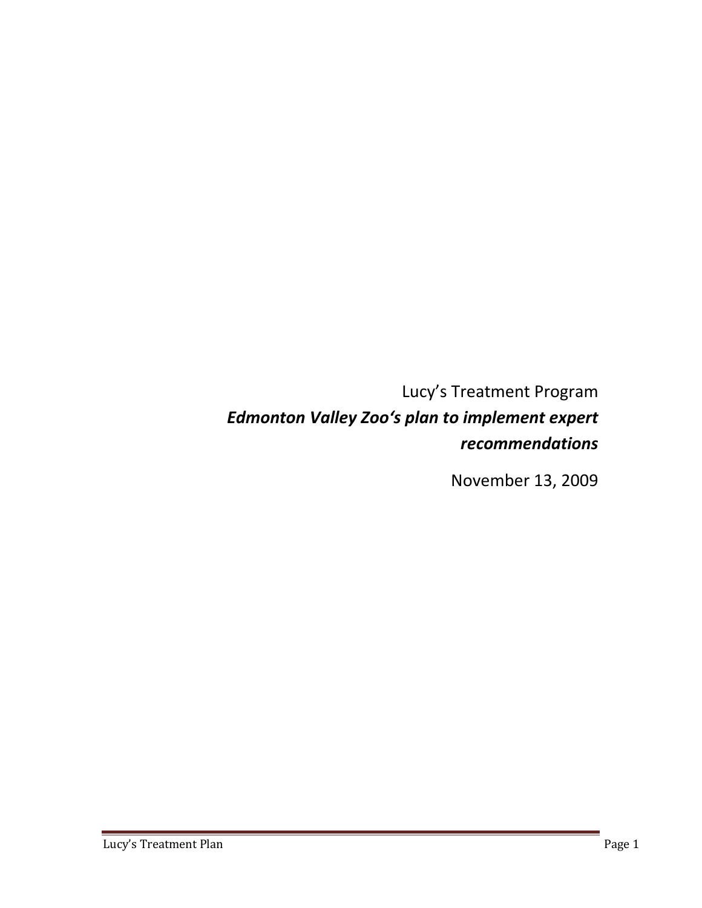# Lucy's Treatment Program

## *Edmonton Valley Zoo's plan to implement expert recommendations*

November 13, 2009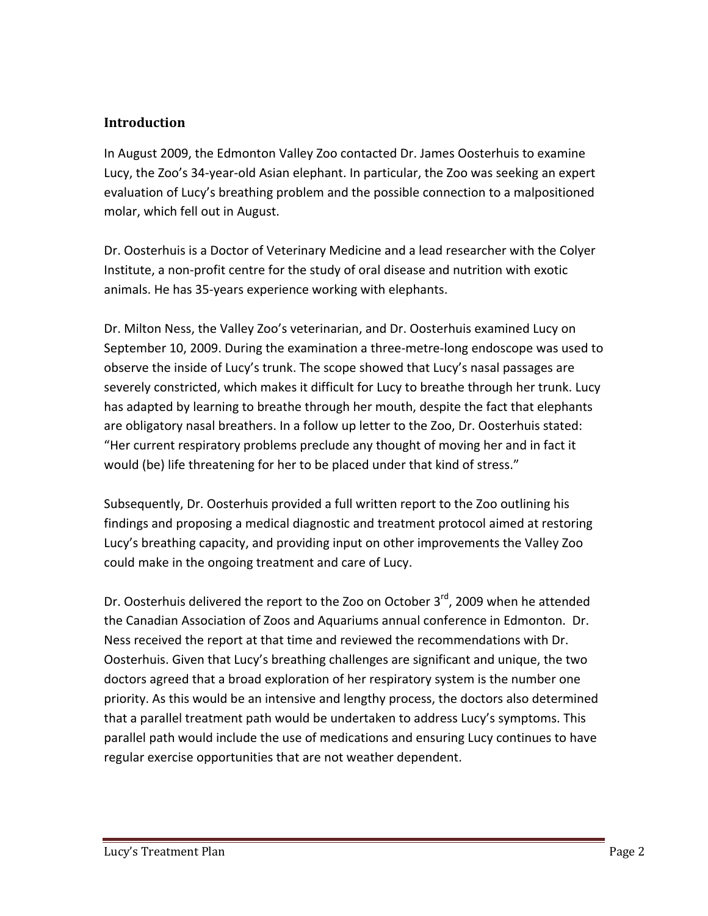## Introduction

In August 2009, the Edmonton Valley Zoo contacted Dr. James Oosterhuis to examine Lucy, the Zoo's 34-year-old Asian elephant. In particular, the Zoo was seeking an expert evaluation of Lucy's breathing problem and the possible connection to a malpositioned molar, which fell out in August.

Dr. Oosterhuis is a Doctor of Veterinary Medicine and a lead researcher with the Colyer Institute, a non-profit centre for the study of oral disease and nutrition with exotic animals. He has 35-years experience working with elephants.

Dr. Milton Ness, the Valley Zoo's veterinarian, and Dr. Oosterhuis examined Lucy on September 10, 2009. During the examination a three-metre-long endoscope was used to observe the inside of Lucy's trunk. The scope showed that Lucy's nasal passages are severely constricted, which makes it difficult for Lucy to breathe through her trunk. Lucy has adapted by learning to breathe through her mouth, despite the fact that elephants are obligatory nasal breathers. In a follow up letter to the Zoo, Dr. Oosterhuis stated: "Her current respiratory problems preclude any thought of moving her and in fact it would (be) life threatening for her to be placed under that kind of stress."

Subsequently, Dr. Oosterhuis provided a full written report to the Zoo outlining his findings and proposing a medical diagnostic and treatment protocol aimed at restoring Lucy's breathing capacity, and providing input on other improvements the Valley Zoo could make in the ongoing treatment and care of Lucy.

Dr. Oosterhuis delivered the report to the Zoo on October 3rd, 2009 when he attended the Canadian Association of Zoos and Aquariums annual conference in Edmonton. Dr. Ness received the report at that time and reviewed the recommendations with Dr. Oosterhuis. Given that Lucy's breathing challenges are significant and unique, the two doctors agreed that a broad exploration of her respiratory system is the number one priority. As this would be an intensive and lengthy process, the doctors also determined that a parallel treatment path would be undertaken to address Lucy's symptoms. This parallel path would include the use of medications and ensuring Lucy continues to have regular exercise opportunities that are not weather dependent.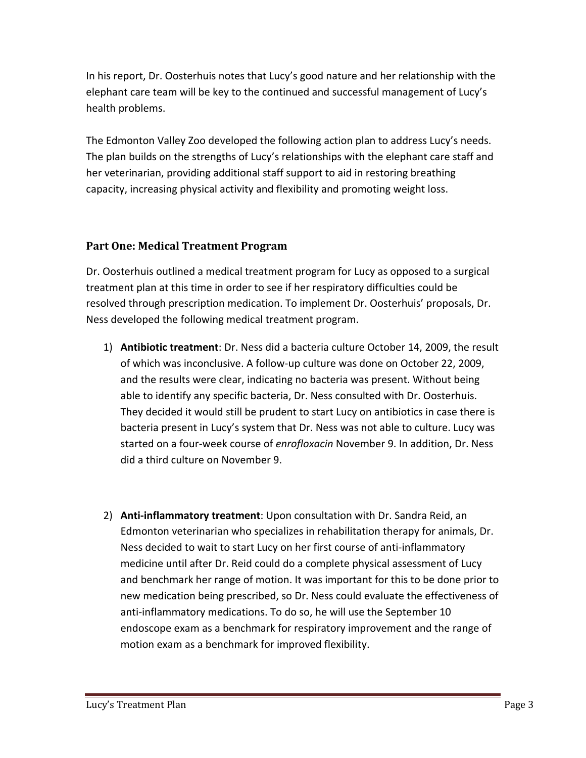In his report, Dr. Oosterhuis notes that Lucy's good nature and her relationship with the elephant care team will be key to the continued and successful management of Lucy's health problems.

The Edmonton Valley Zoo developed the following action plan to address Lucy's needs. The plan builds on the strengths of Lucy's relationships with the elephant care staff and her veterinarian, providing additional staff support to aid in restoring breathing capacity, increasing physical activity and flexibility and promoting weight loss.

## Part One: Medical Treatment Program

Dr. Oosterhuis outlined a medical treatment program for Lucy as opposed to a surgical treatment plan at this time in order to see if her respiratory difficulties could be resolved through prescription medication. To implement Dr. Oosterhuis' proposals, Dr. Ness developed the following medical treatment program.

1) **Antibiotic treatment**: Dr. Ness did a bacteria culture October 14, 2009, the result of which was inconclusive. A follow-up culture was done on October 22, 2009, and the results were clear, indicating no bacteria was present. Without being able to identify any specific bacteria, Dr. Ness consulted with Dr. Oosterhuis. They decided it would still be prudent to start Lucy on antibiotics in case there is bacteria present in Lucy's system that Dr. Ness was not able to culture. Lucy was started on a four-week course of *enrofloxacin* November 9. In addition, Dr. Ness did a third culture on November 9.

2) **Anti-inflammatory treatment**: Upon consultation with Dr. Sandra Reid, an Edmonton veterinarian who specializes in rehabilitation therapy for animals, Dr. Ness decided to wait to start Lucy on her first course of anti-inflammatory medicine until after Dr. Reid could do a complete physical assessment of Lucy and benchmark her range of motion. It was important for this to be done prior to new medication being prescribed, so Dr. Ness could evaluate the effectiveness of anti-inflammatory medications. To do so, he will use the September 10 endoscope exam as a benchmark for respiratory improvement and the range of motion exam as a benchmark for improved flexibility.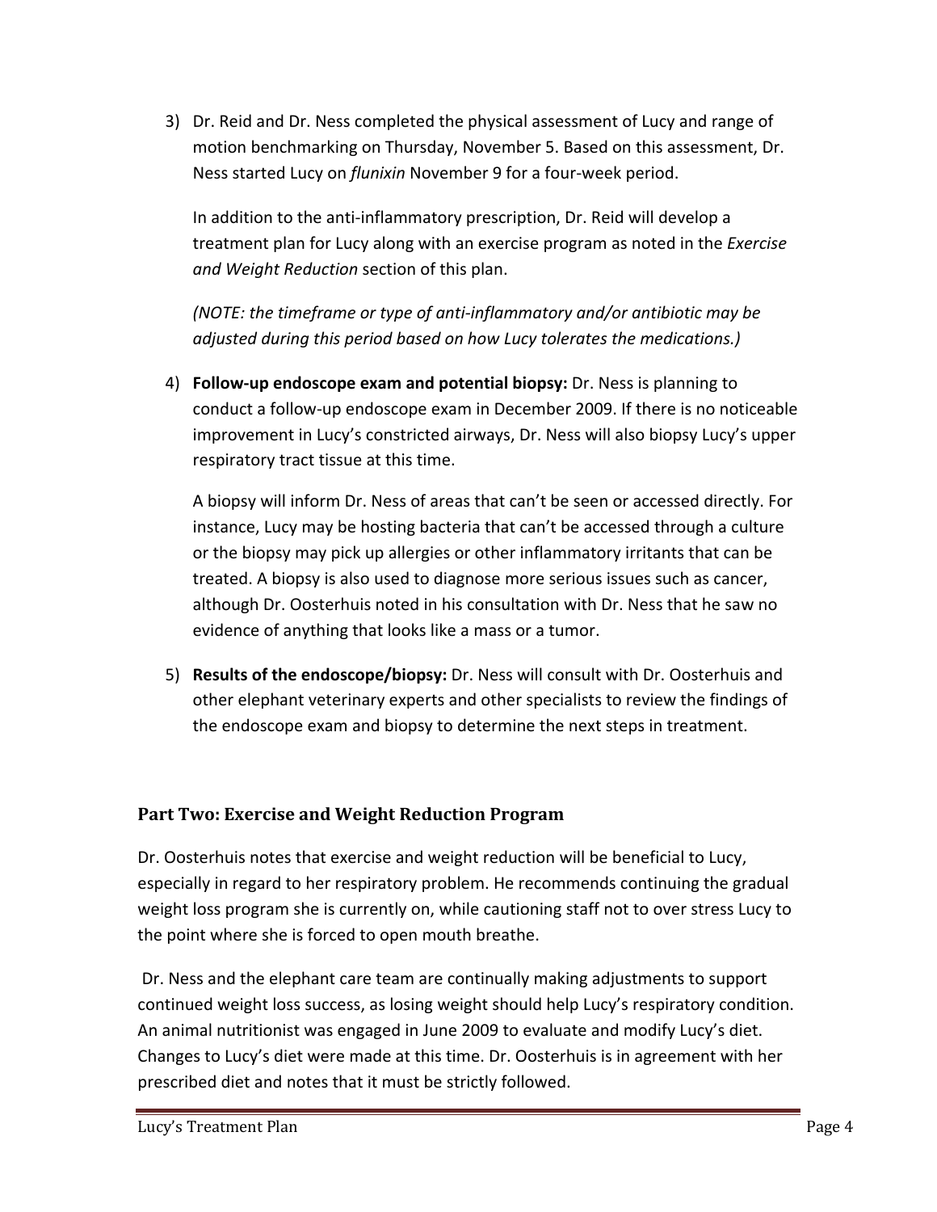3) Dr. Reid and Dr. Ness completed the physical assessment of Lucy and range of motion benchmarking on Thursday, November 5. Based on this assessment, Dr. Ness started Lucy on *flunixin* November 9 for a four-week period.

   In addition to the anti-inflammatory prescription, Dr. Reid will develop a treatment plan for Lucy along with an exercise program as noted in the *Exercise and Weight Reduction* section of this plan.

   *(NOTE: the timeframe or type of anti-inflammatory and/or antibiotic may be adjusted during this period based on how Lucy tolerates the medications.)*

4) **Follow-up endoscope exam and potential biopsy:** Dr. Ness is planning to conduct a follow-up endoscope exam in December 2009. If there is no noticeable improvement in Lucy's constricted airways, Dr. Ness will also biopsy Lucy's upper respiratory tract tissue at this time.

   A biopsy will inform Dr. Ness of areas that can't be seen or accessed directly. For instance, Lucy may be hosting bacteria that can't be accessed through a culture or the biopsy may pick up allergies or other inflammatory irritants that can be treated. A biopsy is also used to diagnose more serious issues such as cancer, although Dr. Oosterhuis noted in his consultation with Dr. Ness that he saw no evidence of anything that looks like a mass or a tumor.

5) **Results of the endoscope/biopsy:** Dr. Ness will consult with Dr. Oosterhuis and other elephant veterinary experts and other specialists to review the findings of the endoscope exam and biopsy to determine the next steps in treatment.

## Part Two: Exercise and Weight Reduction Program

Dr. Oosterhuis notes that exercise and weight reduction will be beneficial to Lucy, especially in regard to her respiratory problem. He recommends continuing the gradual weight loss program she is currently on, while cautioning staff not to over stress Lucy to the point where she is forced to open mouth breathe.

Dr. Ness and the elephant care team are continually making adjustments to support continued weight loss success, as losing weight should help Lucy's respiratory condition. An animal nutritionist was engaged in June 2009 to evaluate and modify Lucy's diet. Changes to Lucy's diet were made at this time. Dr. Oosterhuis is in agreement with her prescribed diet and notes that it must be strictly followed.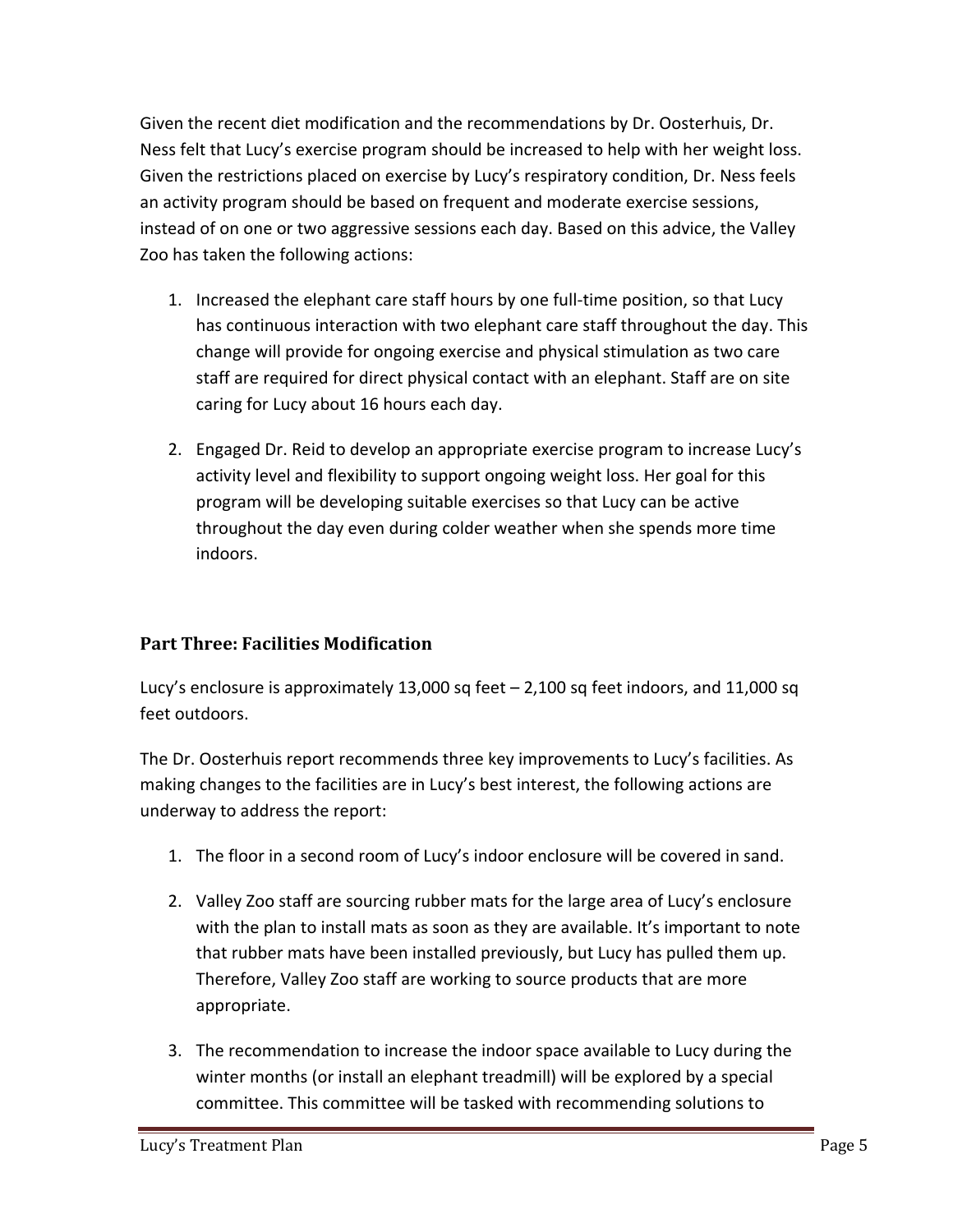Given the recent diet modification and the recommendations by Dr. Oosterhuis, Dr. Ness felt that Lucy's exercise program should be increased to help with her weight loss. Given the restrictions placed on exercise by Lucy's respiratory condition, Dr. Ness feels an activity program should be based on frequent and moderate exercise sessions, instead of on one or two aggressive sessions each day. Based on this advice, the Valley Zoo has taken the following actions:

1. Increased the elephant care staff hours by one full-time position, so that Lucy has continuous interaction with two elephant care staff throughout the day. This change will provide for ongoing exercise and physical stimulation as two care staff are required for direct physical contact with an elephant. Staff are on site caring for Lucy about 16 hours each day.

2. Engaged Dr. Reid to develop an appropriate exercise program to increase Lucy's activity level and flexibility to support ongoing weight loss. Her goal for this program will be developing suitable exercises so that Lucy can be active throughout the day even during colder weather when she spends more time indoors.

### Part Three: Facilities Modification

Lucy's enclosure is approximately 13,000 sq feet – 2,100 sq feet indoors, and 11,000 sq feet outdoors.

The Dr. Oosterhuis report recommends three key improvements to Lucy's facilities. As making changes to the facilities are in Lucy's best interest, the following actions are underway to address the report:

1. The floor in a second room of Lucy's indoor enclosure will be covered in sand.

2. Valley Zoo staff are sourcing rubber mats for the large area of Lucy's enclosure with the plan to install mats as soon as they are available. It's important to note that rubber mats have been installed previously, but Lucy has pulled them up. Therefore, Valley Zoo staff are working to source products that are more appropriate.

3. The recommendation to increase the indoor space available to Lucy during the winter months (or install an elephant treadmill) will be explored by a special committee. This committee will be tasked with recommending solutions to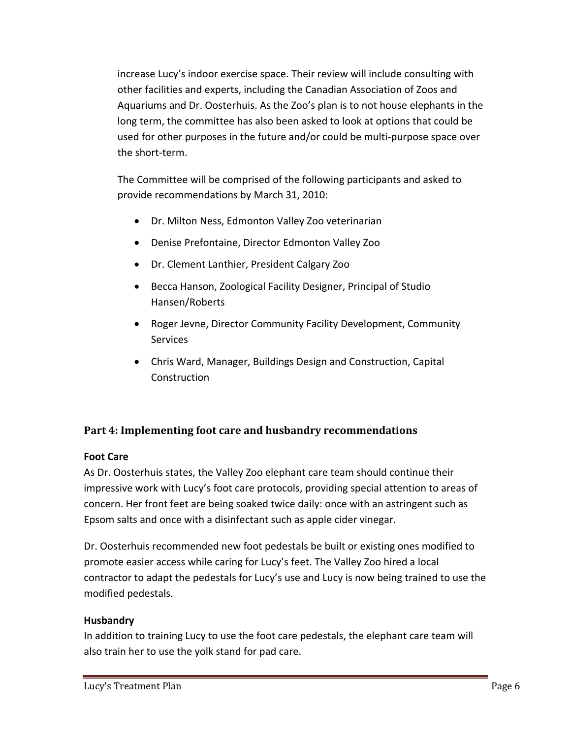increase Lucy's indoor exercise space. Their review will include consulting with other facilities and experts, including the Canadian Association of Zoos and Aquariums and Dr. Oosterhuis. As the Zoo's plan is to not house elephants in the long term, the committee has also been asked to look at options that could be used for other purposes in the future and/or could be multi-purpose space over the short-term.

The Committee will be comprised of the following participants and asked to provide recommendations by March 31, 2010:

- Dr. Milton Ness, Edmonton Valley Zoo veterinarian
- Denise Prefontaine, Director Edmonton Valley Zoo
- Dr. Clement Lanthier, President Calgary Zoo
- Becca Hanson, Zoological Facility Designer, Principal of Studio Hansen/Roberts
- Roger Jevne, Director Community Facility Development, Community Services
- Chris Ward, Manager, Buildings Design and Construction, Capital Construction

## Part 4: Implementing foot care and husbandry recommendations

### Foot Care

As Dr. Oosterhuis states, the Valley Zoo elephant care team should continue their impressive work with Lucy's foot care protocols, providing special attention to areas of concern. Her front feet are being soaked twice daily: once with an astringent such as Epsom salts and once with a disinfectant such as apple cider vinegar.

Dr. Oosterhuis recommended new foot pedestals be built or existing ones modified to promote easier access while caring for Lucy's feet. The Valley Zoo hired a local contractor to adapt the pedestals for Lucy's use and Lucy is now being trained to use the modified pedestals.

### Husbandry

In addition to training Lucy to use the foot care pedestals, the elephant care team will also train her to use the yolk stand for pad care.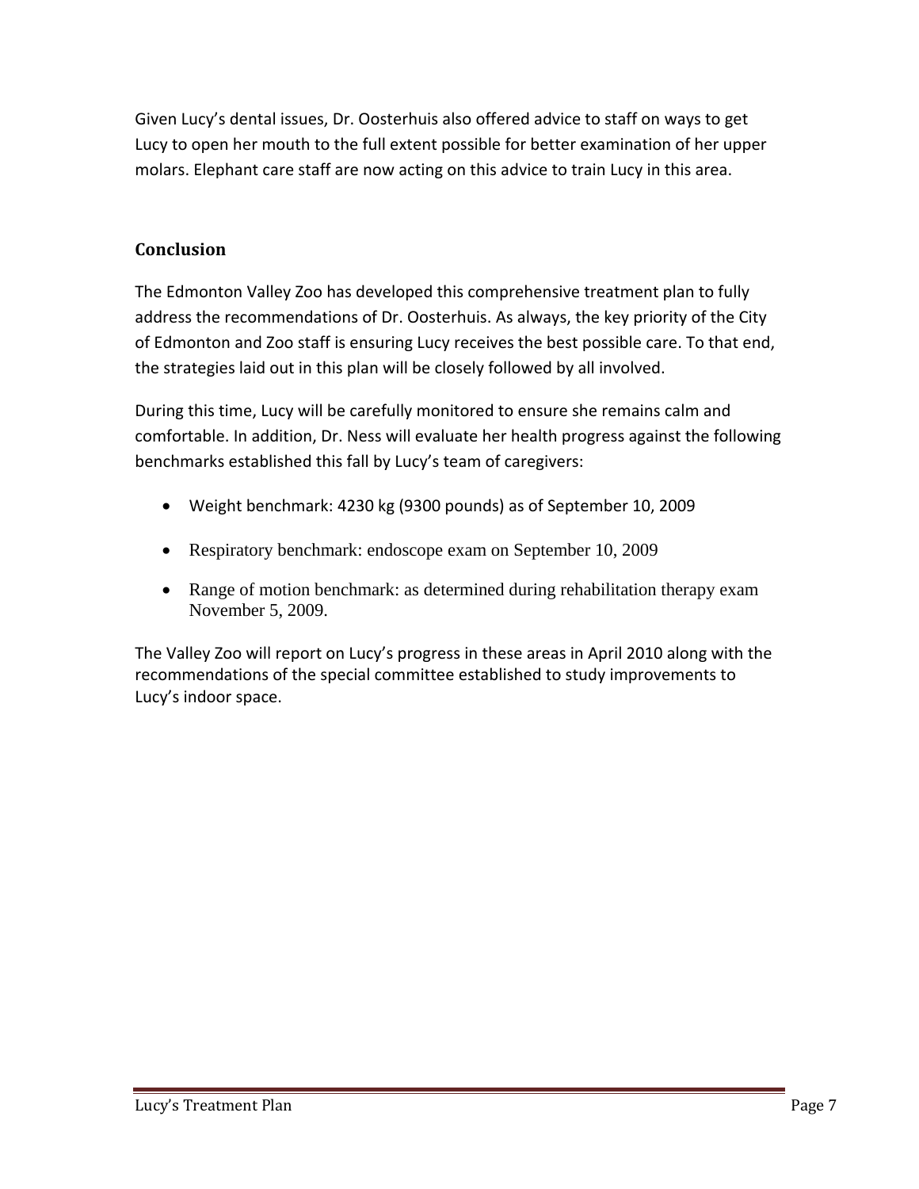Given Lucy's dental issues, Dr. Oosterhuis also offered advice to staff on ways to get Lucy to open her mouth to the full extent possible for better examination of her upper molars. Elephant care staff are now acting on this advice to train Lucy in this area.

## Conclusion

The Edmonton Valley Zoo has developed this comprehensive treatment plan to fully address the recommendations of Dr. Oosterhuis. As always, the key priority of the City of Edmonton and Zoo staff is ensuring Lucy receives the best possible care. To that end, the strategies laid out in this plan will be closely followed by all involved.

During this time, Lucy will be carefully monitored to ensure she remains calm and comfortable. In addition, Dr. Ness will evaluate her health progress against the following benchmarks established this fall by Lucy's team of caregivers:

- Weight benchmark: 4230 kg (9300 pounds) as of September 10, 2009
- Respiratory benchmark: endoscope exam on September 10, 2009
- Range of motion benchmark: as determined during rehabilitation therapy exam November 5, 2009.

The Valley Zoo will report on Lucy's progress in these areas in April 2010 along with the recommendations of the special committee established to study improvements to Lucy's indoor space.